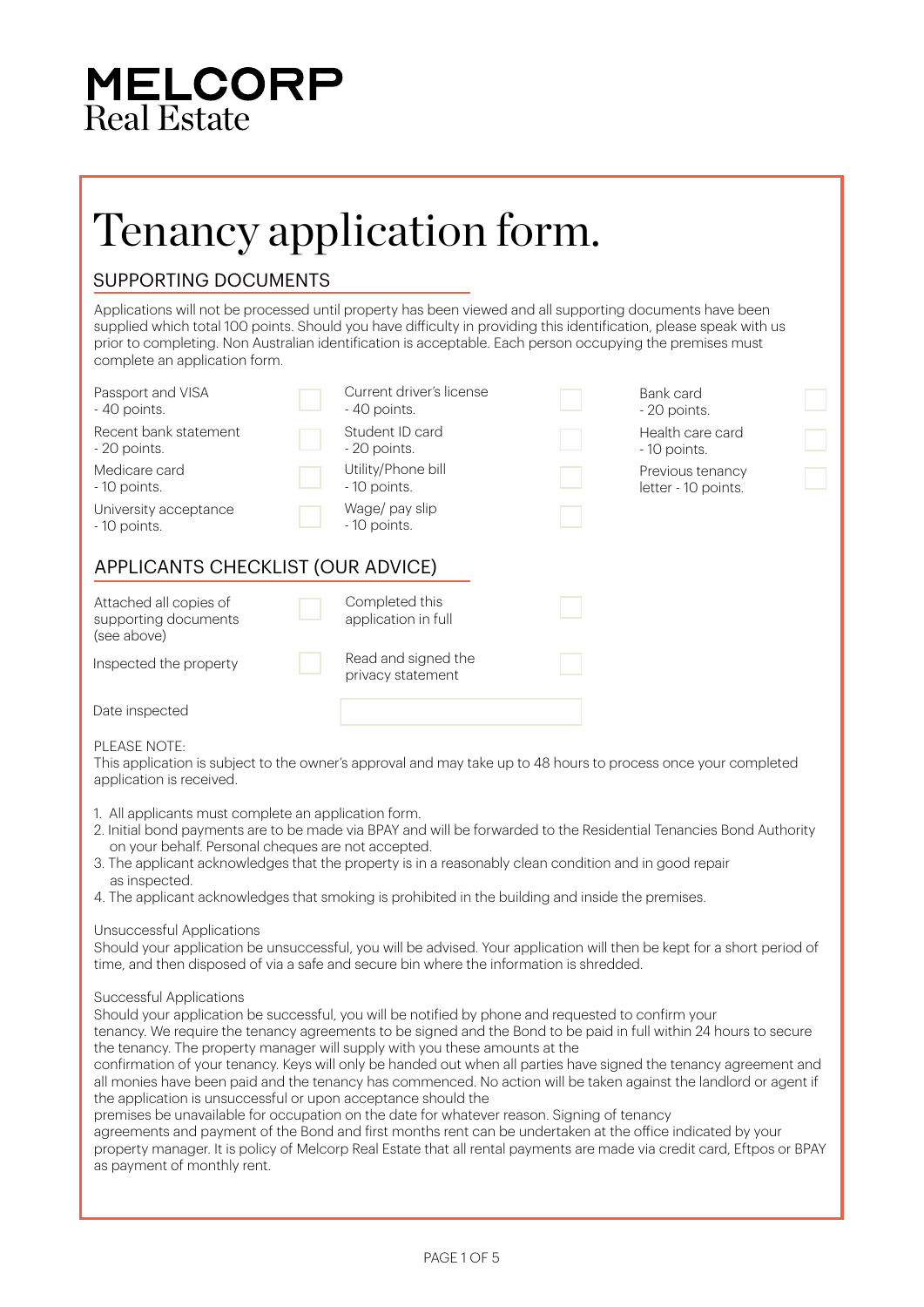# MELCORP
Real Estate

# Tenancy application form.

## SUPPORTING DOCUMENTS

Applications will not be processed until property has been viewed and all supporting documents have been supplied which total 100 points. Should you have difficulty in providing this identification, please speak with us prior to completing. Non Australian identification is acceptable. Each person occupying the premises must complete an application form.

| | | | | | |
|---|---|---|---|---|---|
| Passport and VISA - 40 points. | ☐ | Current driver's license - 40 points. | ☐ | Bank card - 20 points. | ☐ |
| Recent bank statement - 20 points. | ☐ | Student ID card - 20 points. | ☐ | Health care card - 10 points. | ☐ |
| Medicare card - 10 points. | ☐ | Utility/Phone bill - 10 points. | ☐ | Previous tenancy letter - 10 points. | ☐ |
| University acceptance - 10 points. | ☐ | Wage/ pay slip - 10 points. | ☐ | | |

## APPLICANTS CHECKLIST (OUR ADVICE)

| | | | |
|---|---|---|---|
| Attached all copies of supporting documents (see above) | ☐ | Completed this application in full | ☐ |
| Inspected the property | ☐ | Read and signed the privacy statement | ☐ |

Date inspected ____________________

PLEASE NOTE:
This application is subject to the owner's approval and may take up to 48 hours to process once your completed application is received.

1. All applicants must complete an application form.
2. Initial bond payments are to be made via BPAY and will be forwarded to the Residential Tenancies Bond Authority on your behalf. Personal cheques are not accepted.
3. The applicant acknowledges that the property is in a reasonably clean condition and in good repair as inspected.
4. The applicant acknowledges that smoking is prohibited in the building and inside the premises.

Unsuccessful Applications
Should your application be unsuccessful, you will be advised. Your application will then be kept for a short period of time, and then disposed of via a safe and secure bin where the information is shredded.

Successful Applications
Should your application be successful, you will be notified by phone and requested to confirm your tenancy. We require the tenancy agreements to be signed and the Bond to be paid in full within 24 hours to secure the tenancy. The property manager will supply with you these amounts at the confirmation of your tenancy. Keys will only be handed out when all parties have signed the tenancy agreement and all monies have been paid and the tenancy has commenced. No action will be taken against the landlord or agent if the application is unsuccessful or upon acceptance should the premises be unavailable for occupation on the date for whatever reason. Signing of tenancy agreements and payment of the Bond and first months rent can be undertaken at the office indicated by your property manager. It is policy of Melcorp Real Estate that all rental payments are made via credit card, Eftpos or BPAY as payment of monthly rent.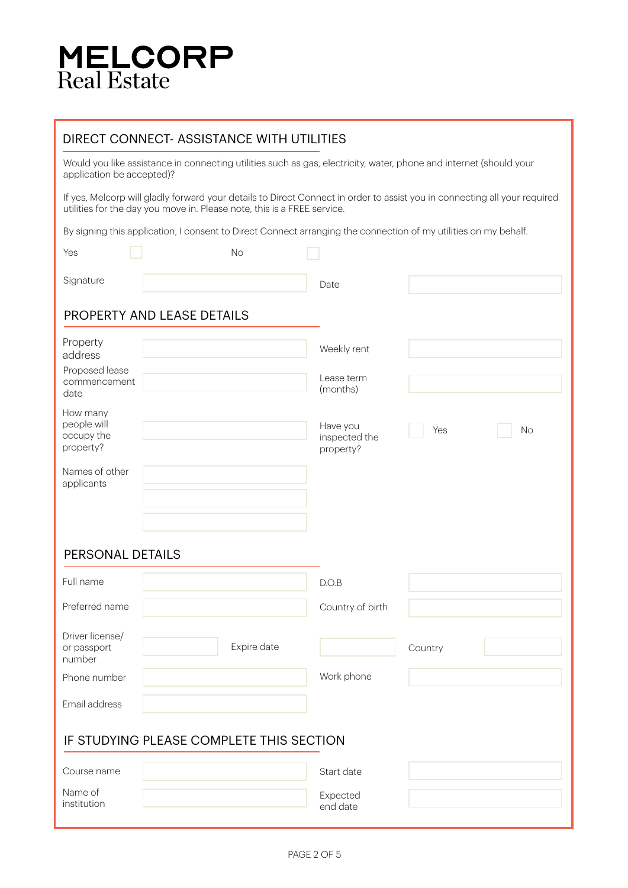# MELCORP
Real Estate

## DIRECT CONNECT- ASSISTANCE WITH UTILITIES

Would you like assistance in connecting utilities such as gas, electricity, water, phone and internet (should your application be accepted)?

If yes, Melcorp will gladly forward your details to Direct Connect in order to assist you in connecting all your required utilities for the day you move in. Please note, this is a FREE service.

By signing this application, I consent to Direct Connect arranging the connection of my utilities on my behalf.

Yes ☐ No ☐

| Signature | | Date | |
|---|---|---|---|

## PROPERTY AND LEASE DETAILS

| | | | |
|---|---|---|---|
| Property address | | Weekly rent | |
| Proposed lease commencement date | | Lease term (months) | |
| How many people will occupy the property? | | Have you inspected the property? | ☐ Yes ☐ No |
| Names of other applicants | | | |
| | | | |
| | | | |

## PERSONAL DETAILS

| | | | | | |
|---|---|---|---|---|---|
| Full name | | D.O.B | | | |
| Preferred name | | Country of birth | | | |
| Driver license/ or passport number | | Expire date | | Country | |
| Phone number | | Work phone | | | |
| Email address | | | | | |

## IF STUDYING PLEASE COMPLETE THIS SECTION

| | | | |
|---|---|---|---|
| Course name | | Start date | |
| Name of institution | | Expected end date | |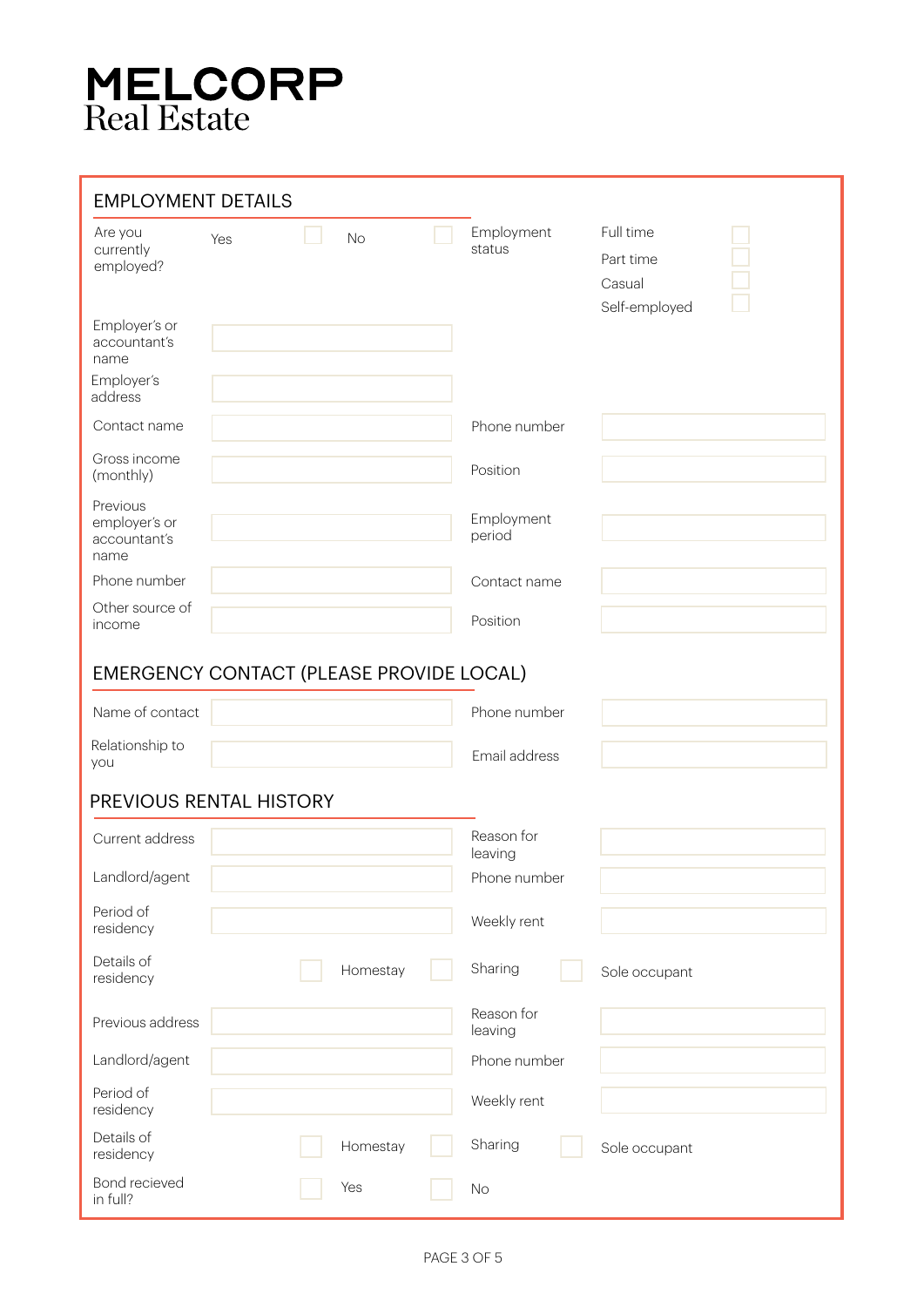**MELCORP**
Real Estate

## EMPLOYMENT DETAILS

| | | | |
|---|---|---|---|
| Are you currently employed? | Yes ☐ No ☐ | Employment status | Full time ☐ Part time ☐ Casual ☐ Self-employed ☐ |
| Employer's or accountant's name | | | |
| Employer's address | | | |
| Contact name | | Phone number | |
| Gross income (monthly) | | Position | |
| Previous employer's or accountant's name | | Employment period | |
| Phone number | | Contact name | |
| Other source of income | | Position | |

## EMERGENCY CONTACT (PLEASE PROVIDE LOCAL)

| | | | |
|---|---|---|---|
| Name of contact | | Phone number | |
| Relationship to you | | Email address | |

## PREVIOUS RENTAL HISTORY

| | | | |
|---|---|---|---|
| Current address | | Reason for leaving | |
| Landlord/agent | | Phone number | |
| Period of residency | | Weekly rent | |
| Details of residency | ☐ Homestay | ☐ Sharing | ☐ Sole occupant |
| Previous address | | Reason for leaving | |
| Landlord/agent | | Phone number | |
| Period of residency | | Weekly rent | |
| Details of residency | ☐ Homestay | ☐ Sharing | ☐ Sole occupant |
| Bond recieved in full? | ☐ Yes | ☐ No | |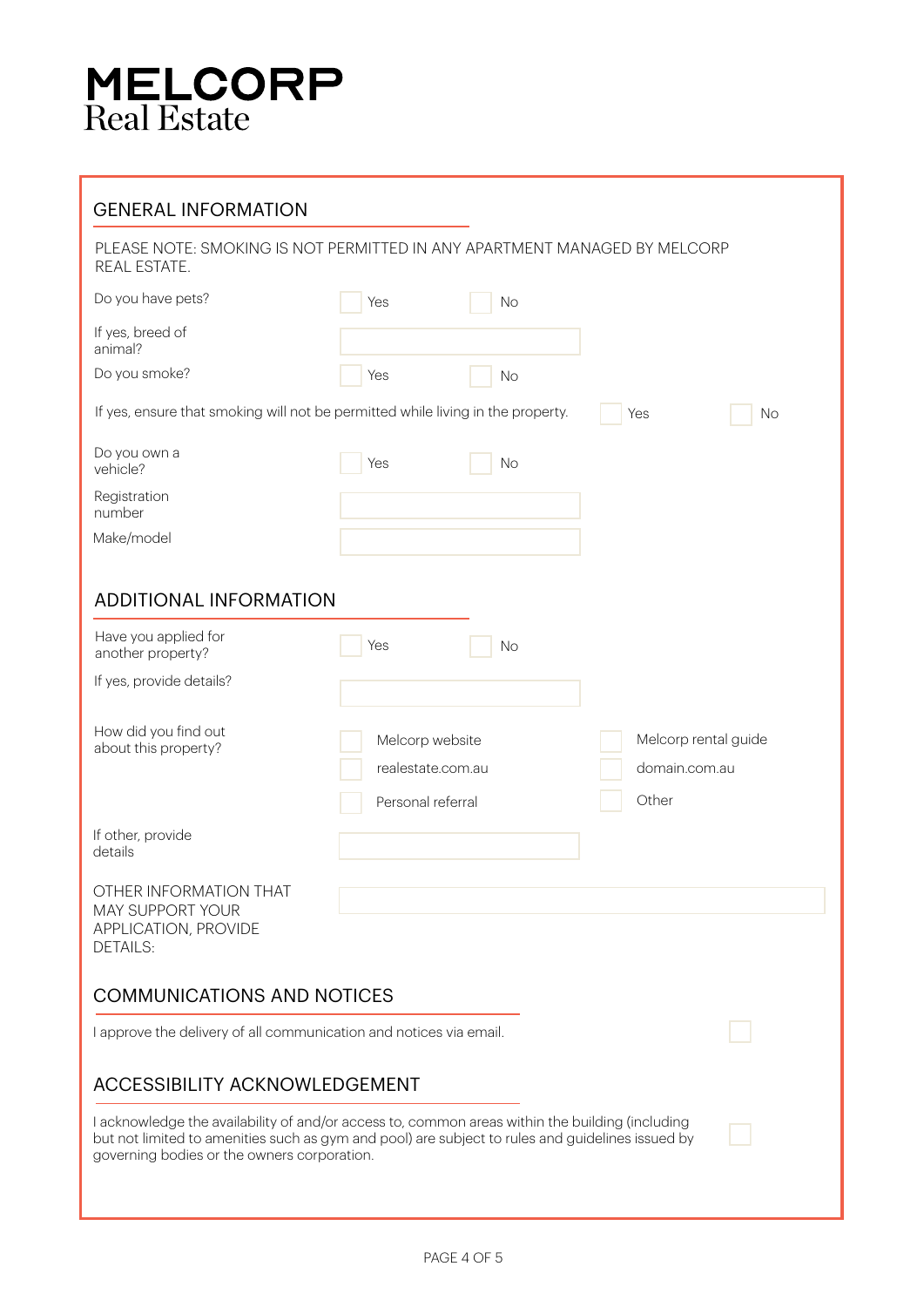# MELCORP
Real Estate

## GENERAL INFORMATION

PLEASE NOTE: SMOKING IS NOT PERMITTED IN ANY APARTMENT MANAGED BY MELCORP REAL ESTATE.

Do you have pets? ☐ Yes ☐ No

If yes, breed of animal? ______

Do you smoke? ☐ Yes ☐ No

If yes, ensure that smoking will not be permitted while living in the property. ☐ Yes ☐ No

Do you own a vehicle? ☐ Yes ☐ No

Registration number ______

Make/model ______

## ADDITIONAL INFORMATION

Have you applied for another property? ☐ Yes ☐ No

If yes, provide details? ______

How did you find out about this property?

- ☐ Melcorp website
- ☐ Melcorp rental guide
- ☐ realestate.com.au
- ☐ domain.com.au
- ☐ Personal referral
- ☐ Other

If other, provide details ______

OTHER INFORMATION THAT MAY SUPPORT YOUR APPLICATION, PROVIDE DETAILS: ______

## COMMUNICATIONS AND NOTICES

I approve the delivery of all communication and notices via email. ☐

## ACCESSIBILITY ACKNOWLEDGEMENT

I acknowledge the availability of and/or access to, common areas within the building (including but not limited to amenities such as gym and pool) are subject to rules and guidelines issued by governing bodies or the owners corporation. ☐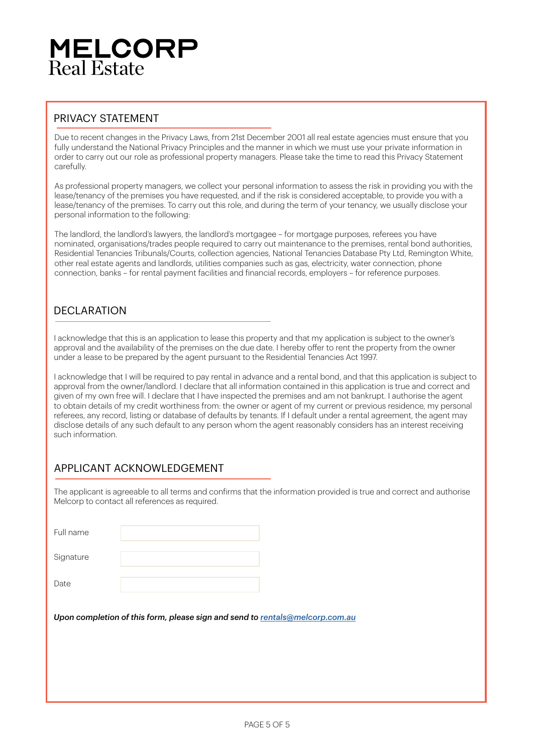# MELCORP
Real Estate

## PRIVACY STATEMENT

Due to recent changes in the Privacy Laws, from 21st December 2001 all real estate agencies must ensure that you fully understand the National Privacy Principles and the manner in which we must use your private information in order to carry out our role as professional property managers. Please take the time to read this Privacy Statement carefully.

As professional property managers, we collect your personal information to assess the risk in providing you with the lease/tenancy of the premises you have requested, and if the risk is considered acceptable, to provide you with a lease/tenancy of the premises. To carry out this role, and during the term of your tenancy, we usually disclose your personal information to the following:

The landlord, the landlord's lawyers, the landlord's mortgagee – for mortgage purposes, referees you have nominated, organisations/trades people required to carry out maintenance to the premises, rental bond authorities, Residential Tenancies Tribunals/Courts, collection agencies, National Tenancies Database Pty Ltd, Remington White, other real estate agents and landlords, utilities companies such as gas, electricity, water connection, phone connection, banks – for rental payment facilities and financial records, employers – for reference purposes.

## DECLARATION

I acknowledge that this is an application to lease this property and that my application is subject to the owner's approval and the availability of the premises on the due date. I hereby offer to rent the property from the owner under a lease to be prepared by the agent pursuant to the Residential Tenancies Act 1997.

I acknowledge that I will be required to pay rental in advance and a rental bond, and that this application is subject to approval from the owner/landlord. I declare that all information contained in this application is true and correct and given of my own free will. I declare that I have inspected the premises and am not bankrupt. I authorise the agent to obtain details of my credit worthiness from: the owner or agent of my current or previous residence, my personal referees, any record, listing or database of defaults by tenants. If I default under a rental agreement, the agent may disclose details of any such default to any person whom the agent reasonably considers has an interest receiving such information.

## APPLICANT ACKNOWLEDGEMENT

The applicant is agreeable to all terms and confirms that the information provided is true and correct and authorise Melcorp to contact all references as required.

Full name

Signature

Date

***Upon completion of this form, please sign and send to rentals@melcorp.com.au***